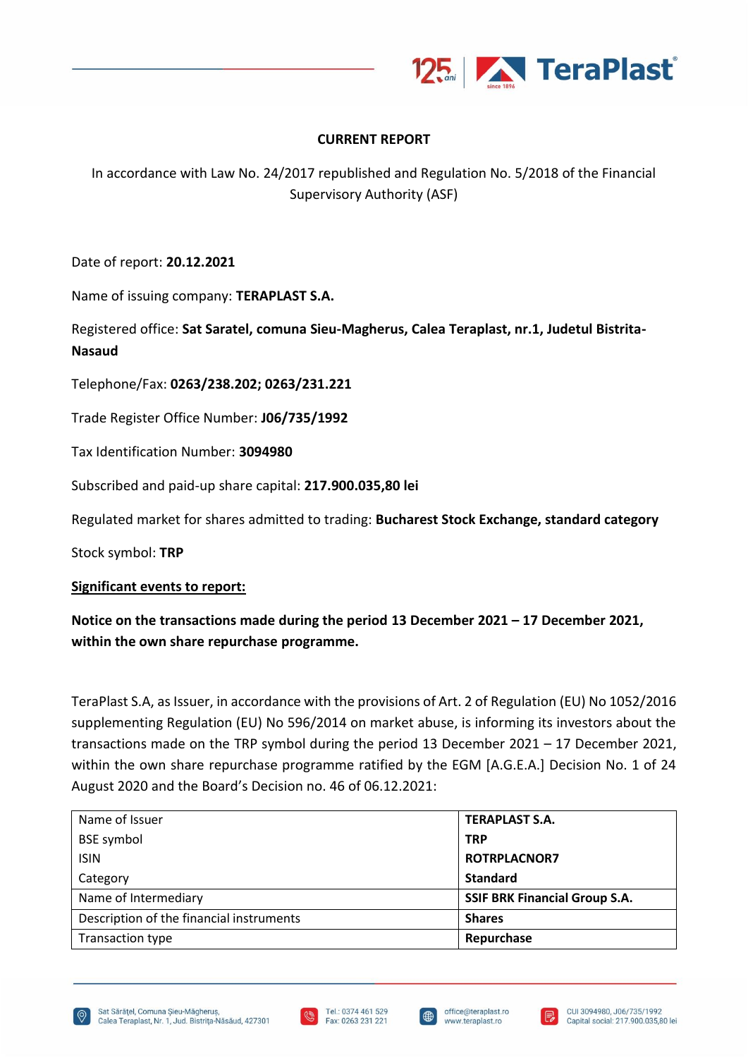**CURRENT REPORT**

In accordance with Law No. 24/2017 republished and Regulation No. 5/2018 of the Financial Supervisory Authority (ASF)

Date of report: **20.12.2021**

Name of issuing company: **TERAPLAST S.A.**

Registered office: **Sat Saratel, comuna Sieu-Magherus, Calea Teraplast, nr.1, Judetul Bistrita-Nasaud**

Telephone/Fax: **0263/238.202; 0263/231.221**

Trade Register Office Number: **J06/735/1992**

Tax Identification Number: **3094980**

Subscribed and paid-up share capital: **217.900.035,80 lei**

Regulated market for shares admitted to trading: **Bucharest Stock Exchange, standard category**

Stock symbol: **TRP**

**Significant events to report:**

**Notice on the transactions made during the period 13 December 2021 – 17 December 2021, within the own share repurchase programme.**

TeraPlast S.A, as Issuer, in accordance with the provisions of Art. 2 of Regulation (EU) No 1052/2016 supplementing Regulation (EU) No 596/2014 on market abuse, is informing its investors about the transactions made on the TRP symbol during the period 13 December 2021 – 17 December 2021, within the own share repurchase programme ratified by the EGM [A.G.E.A.] Decision No. 1 of 24 August 2020 and the Board's Decision no. 46 of 06.12.2021:

| | |
|---|---|
| Name of Issuer<br>BSE symbol<br>ISIN<br>Category | **TERAPLAST S.A.**<br>**TRP**<br>**ROTRPLACNOR7**<br>**Standard** |
| Name of Intermediary | **SSIF BRK Financial Group S.A.** |
| Description of the financial instruments | **Shares** |
| Transaction type | **Repurchase** |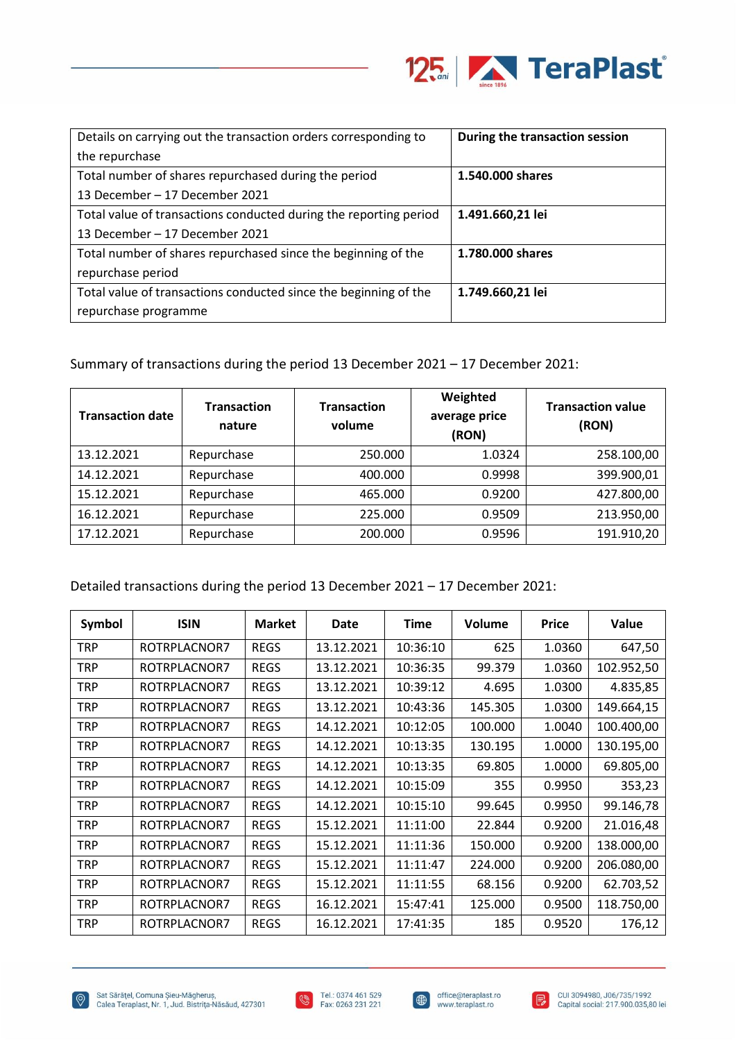| Details on carrying out the transaction orders corresponding to the repurchase | **During the transaction session** |
|---|---|
| Total number of shares repurchased during the period 13 December – 17 December 2021 | **1.540.000 shares** |
| Total value of transactions conducted during the reporting period 13 December – 17 December 2021 | **1.491.660,21 lei** |
| Total number of shares repurchased since the beginning of the repurchase period | **1.780.000 shares** |
| Total value of transactions conducted since the beginning of the repurchase programme | **1.749.660,21 lei** |

Summary of transactions during the period 13 December 2021 – 17 December 2021:

| Transaction date | Transaction nature | Transaction volume | Weighted average price (RON) | Transaction value (RON) |
|---|---|---|---|---|
| 13.12.2021 | Repurchase | 250.000 | 1.0324 | 258.100,00 |
| 14.12.2021 | Repurchase | 400.000 | 0.9998 | 399.900,01 |
| 15.12.2021 | Repurchase | 465.000 | 0.9200 | 427.800,00 |
| 16.12.2021 | Repurchase | 225.000 | 0.9509 | 213.950,00 |
| 17.12.2021 | Repurchase | 200.000 | 0.9596 | 191.910,20 |

Detailed transactions during the period 13 December 2021 – 17 December 2021:

| Symbol | ISIN | Market | Date | Time | Volume | Price | Value |
|---|---|---|---|---|---|---|---|
| TRP | ROTRPLACNOR7 | REGS | 13.12.2021 | 10:36:10 | 625 | 1.0360 | 647,50 |
| TRP | ROTRPLACNOR7 | REGS | 13.12.2021 | 10:36:35 | 99.379 | 1.0360 | 102.952,50 |
| TRP | ROTRPLACNOR7 | REGS | 13.12.2021 | 10:39:12 | 4.695 | 1.0300 | 4.835,85 |
| TRP | ROTRPLACNOR7 | REGS | 13.12.2021 | 10:43:36 | 145.305 | 1.0300 | 149.664,15 |
| TRP | ROTRPLACNOR7 | REGS | 14.12.2021 | 10:12:05 | 100.000 | 1.0040 | 100.400,00 |
| TRP | ROTRPLACNOR7 | REGS | 14.12.2021 | 10:13:35 | 130.195 | 1.0000 | 130.195,00 |
| TRP | ROTRPLACNOR7 | REGS | 14.12.2021 | 10:13:35 | 69.805 | 1.0000 | 69.805,00 |
| TRP | ROTRPLACNOR7 | REGS | 14.12.2021 | 10:15:09 | 355 | 0.9950 | 353,23 |
| TRP | ROTRPLACNOR7 | REGS | 14.12.2021 | 10:15:10 | 99.645 | 0.9950 | 99.146,78 |
| TRP | ROTRPLACNOR7 | REGS | 15.12.2021 | 11:11:00 | 22.844 | 0.9200 | 21.016,48 |
| TRP | ROTRPLACNOR7 | REGS | 15.12.2021 | 11:11:36 | 150.000 | 0.9200 | 138.000,00 |
| TRP | ROTRPLACNOR7 | REGS | 15.12.2021 | 11:11:47 | 224.000 | 0.9200 | 206.080,00 |
| TRP | ROTRPLACNOR7 | REGS | 15.12.2021 | 11:11:55 | 68.156 | 0.9200 | 62.703,52 |
| TRP | ROTRPLACNOR7 | REGS | 16.12.2021 | 15:47:41 | 125.000 | 0.9500 | 118.750,00 |
| TRP | ROTRPLACNOR7 | REGS | 16.12.2021 | 17:41:35 | 185 | 0.9520 | 176,12 |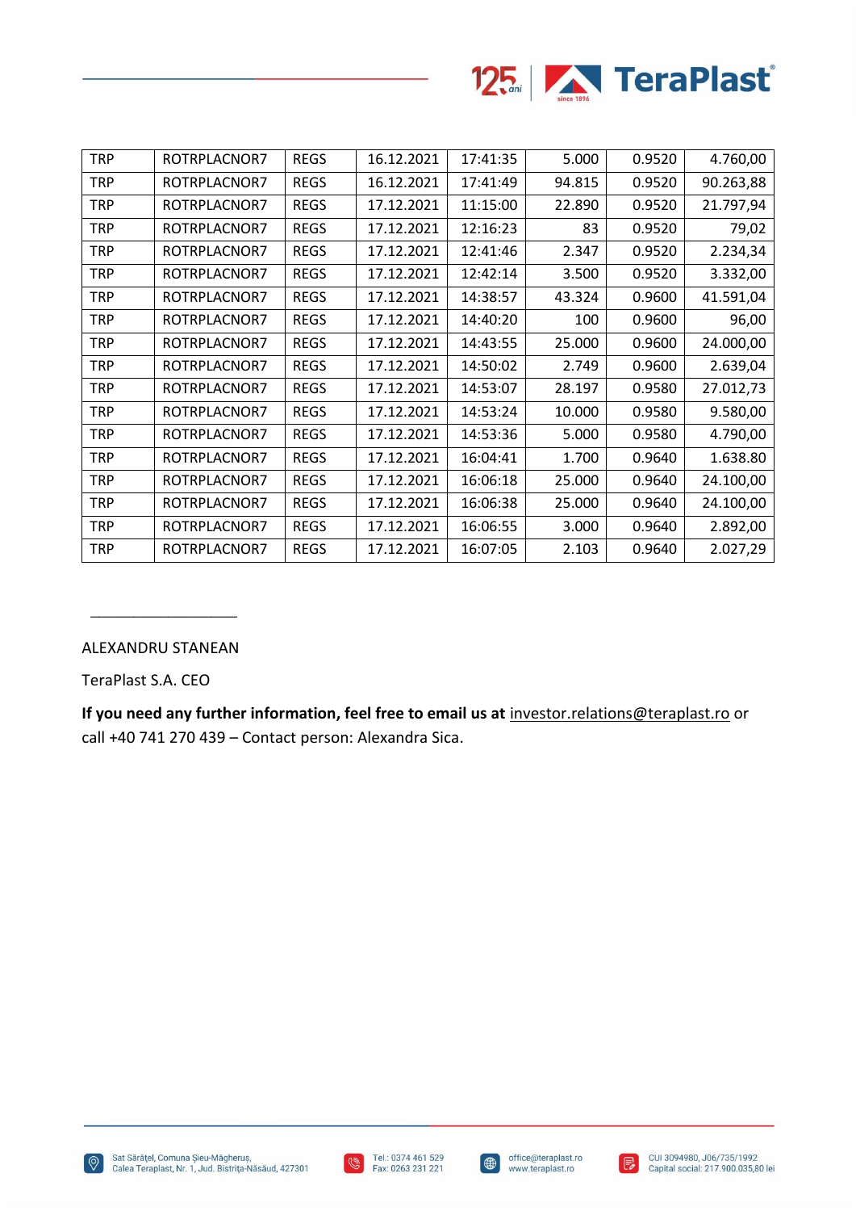| | | | | | | | |
|---|---|---|---|---|---|---|---|
| TRP | ROTRPLACNOR7 | REGS | 16.12.2021 | 17:41:35 | 5.000 | 0.9520 | 4.760,00 |
| TRP | ROTRPLACNOR7 | REGS | 16.12.2021 | 17:41:49 | 94.815 | 0.9520 | 90.263,88 |
| TRP | ROTRPLACNOR7 | REGS | 17.12.2021 | 11:15:00 | 22.890 | 0.9520 | 21.797,94 |
| TRP | ROTRPLACNOR7 | REGS | 17.12.2021 | 12:16:23 | 83 | 0.9520 | 79,02 |
| TRP | ROTRPLACNOR7 | REGS | 17.12.2021 | 12:41:46 | 2.347 | 0.9520 | 2.234,34 |
| TRP | ROTRPLACNOR7 | REGS | 17.12.2021 | 12:42:14 | 3.500 | 0.9520 | 3.332,00 |
| TRP | ROTRPLACNOR7 | REGS | 17.12.2021 | 14:38:57 | 43.324 | 0.9600 | 41.591,04 |
| TRP | ROTRPLACNOR7 | REGS | 17.12.2021 | 14:40:20 | 100 | 0.9600 | 96,00 |
| TRP | ROTRPLACNOR7 | REGS | 17.12.2021 | 14:43:55 | 25.000 | 0.9600 | 24.000,00 |
| TRP | ROTRPLACNOR7 | REGS | 17.12.2021 | 14:50:02 | 2.749 | 0.9600 | 2.639,04 |
| TRP | ROTRPLACNOR7 | REGS | 17.12.2021 | 14:53:07 | 28.197 | 0.9580 | 27.012,73 |
| TRP | ROTRPLACNOR7 | REGS | 17.12.2021 | 14:53:24 | 10.000 | 0.9580 | 9.580,00 |
| TRP | ROTRPLACNOR7 | REGS | 17.12.2021 | 14:53:36 | 5.000 | 0.9580 | 4.790,00 |
| TRP | ROTRPLACNOR7 | REGS | 17.12.2021 | 16:04:41 | 1.700 | 0.9640 | 1.638.80 |
| TRP | ROTRPLACNOR7 | REGS | 17.12.2021 | 16:06:18 | 25.000 | 0.9640 | 24.100,00 |
| TRP | ROTRPLACNOR7 | REGS | 17.12.2021 | 16:06:38 | 25.000 | 0.9640 | 24.100,00 |
| TRP | ROTRPLACNOR7 | REGS | 17.12.2021 | 16:06:55 | 3.000 | 0.9640 | 2.892,00 |
| TRP | ROTRPLACNOR7 | REGS | 17.12.2021 | 16:07:05 | 2.103 | 0.9640 | 2.027,29 |

ALEXANDRU STANEAN

TeraPlast S.A. CEO

**If you need any further information, feel free to email us at** investor.relations@teraplast.ro or call +40 741 270 439 – Contact person: Alexandra Sica.